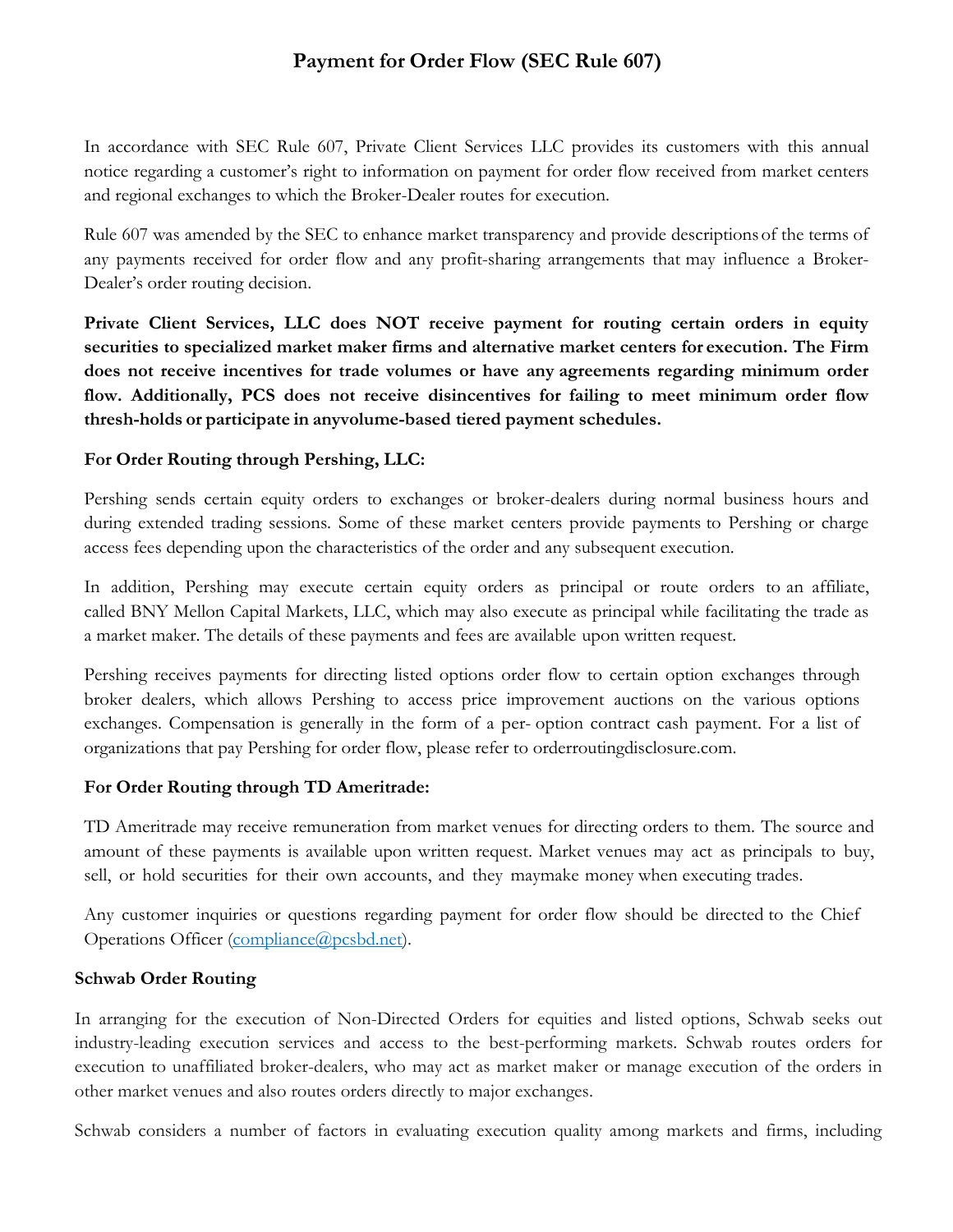# Payment for Order Flow (SEC Rule 607)

In accordance with SEC Rule 607, Private Client Services LLC provides its customers with this annual notice regarding a customer's right to information on payment for order flow received from market centers and regional exchanges to which the Broker-Dealer routes for execution.

Rule 607 was amended by the SEC to enhance market transparency and provide descriptions of the terms of any payments received for order flow and any profit-sharing arrangements that may influence a Broker-Dealer's order routing decision.

**Private Client Services, LLC does NOT receive payment for routing certain orders in equity securities to specialized market maker firms and alternative market centers for execution. The Firm does not receive incentives for trade volumes or have any agreements regarding minimum order flow. Additionally, PCS does not receive disincentives for failing to meet minimum order flow thresh-holds or participate in anyvolume-based tiered payment schedules.**

**For Order Routing through Pershing, LLC:**

Pershing sends certain equity orders to exchanges or broker-dealers during normal business hours and during extended trading sessions. Some of these market centers provide payments to Pershing or charge access fees depending upon the characteristics of the order and any subsequent execution.

In addition, Pershing may execute certain equity orders as principal or route orders to an affiliate, called BNY Mellon Capital Markets, LLC, which may also execute as principal while facilitating the trade as a market maker. The details of these payments and fees are available upon written request.

Pershing receives payments for directing listed options order flow to certain option exchanges through broker dealers, which allows Pershing to access price improvement auctions on the various options exchanges. Compensation is generally in the form of a per- option contract cash payment. For a list of organizations that pay Pershing for order flow, please refer to orderroutingdisclosure.com.

**For Order Routing through TD Ameritrade:**

TD Ameritrade may receive remuneration from market venues for directing orders to them. The source and amount of these payments is available upon written request. Market venues may act as principals to buy, sell, or hold securities for their own accounts, and they maymake money when executing trades.

Any customer inquiries or questions regarding payment for order flow should be directed to the Chief Operations Officer (compliance@pcsbd.net).

**Schwab Order Routing**

In arranging for the execution of Non-Directed Orders for equities and listed options, Schwab seeks out industry-leading execution services and access to the best-performing markets. Schwab routes orders for execution to unaffiliated broker-dealers, who may act as market maker or manage execution of the orders in other market venues and also routes orders directly to major exchanges.

Schwab considers a number of factors in evaluating execution quality among markets and firms, including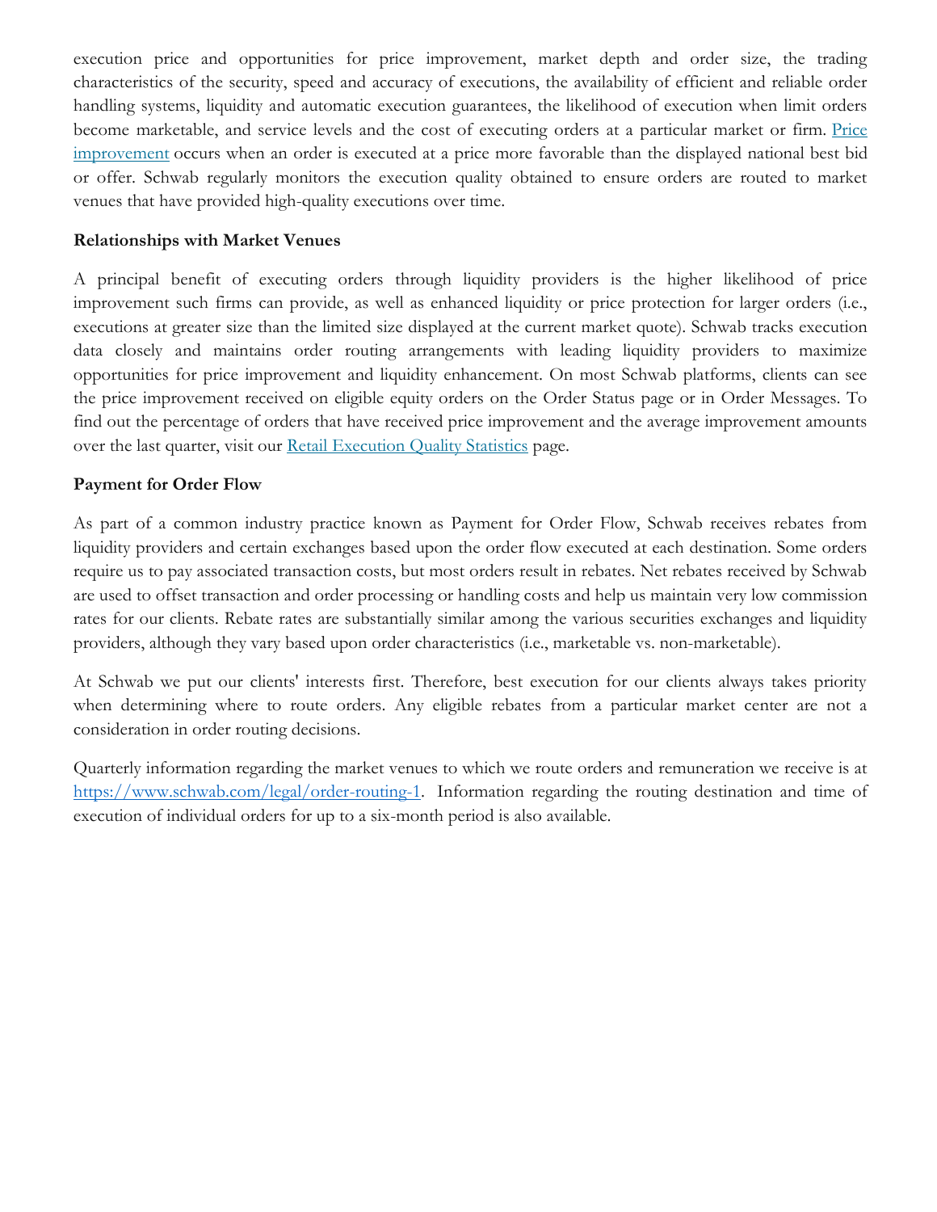execution price and opportunities for price improvement, market depth and order size, the trading characteristics of the security, speed and accuracy of executions, the availability of efficient and reliable order handling systems, liquidity and automatic execution guarantees, the likelihood of execution when limit orders become marketable, and service levels and the cost of executing orders at a particular market or firm. [Price improvement]() occurs when an order is executed at a price more favorable than the displayed national best bid or offer. Schwab regularly monitors the execution quality obtained to ensure orders are routed to market venues that have provided high-quality executions over time.

**Relationships with Market Venues**

A principal benefit of executing orders through liquidity providers is the higher likelihood of price improvement such firms can provide, as well as enhanced liquidity or price protection for larger orders (i.e., executions at greater size than the limited size displayed at the current market quote). Schwab tracks execution data closely and maintains order routing arrangements with leading liquidity providers to maximize opportunities for price improvement and liquidity enhancement. On most Schwab platforms, clients can see the price improvement received on eligible equity orders on the Order Status page or in Order Messages. To find out the percentage of orders that have received price improvement and the average improvement amounts over the last quarter, visit our [Retail Execution Quality Statistics]() page.

**Payment for Order Flow**

As part of a common industry practice known as Payment for Order Flow, Schwab receives rebates from liquidity providers and certain exchanges based upon the order flow executed at each destination. Some orders require us to pay associated transaction costs, but most orders result in rebates. Net rebates received by Schwab are used to offset transaction and order processing or handling costs and help us maintain very low commission rates for our clients. Rebate rates are substantially similar among the various securities exchanges and liquidity providers, although they vary based upon order characteristics (i.e., marketable vs. non-marketable).

At Schwab we put our clients' interests first. Therefore, best execution for our clients always takes priority when determining where to route orders. Any eligible rebates from a particular market center are not a consideration in order routing decisions.

Quarterly information regarding the market venues to which we route orders and remuneration we receive is at [https://www.schwab.com/legal/order-routing-1](https://www.schwab.com/legal/order-routing-1). Information regarding the routing destination and time of execution of individual orders for up to a six-month period is also available.